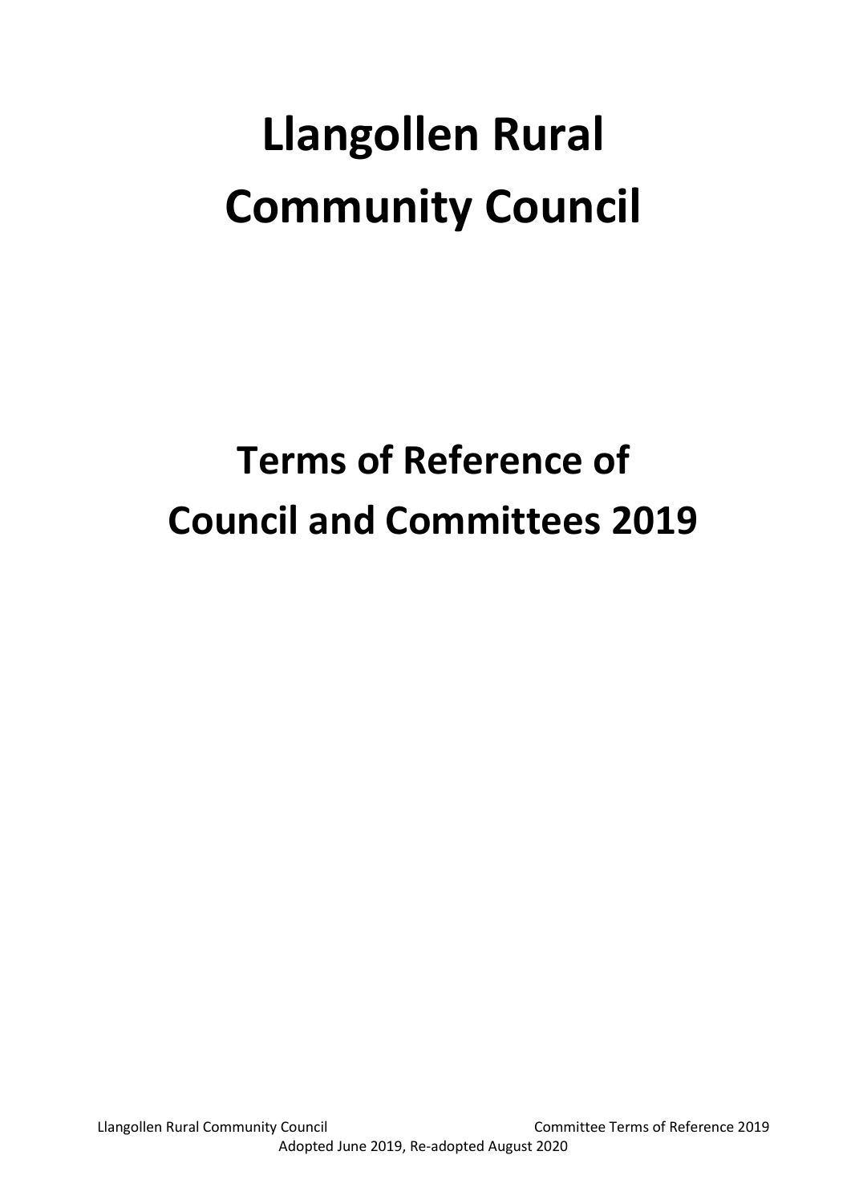# Llangollen Rural Community Council

# Terms of Reference of Council and Committees 2019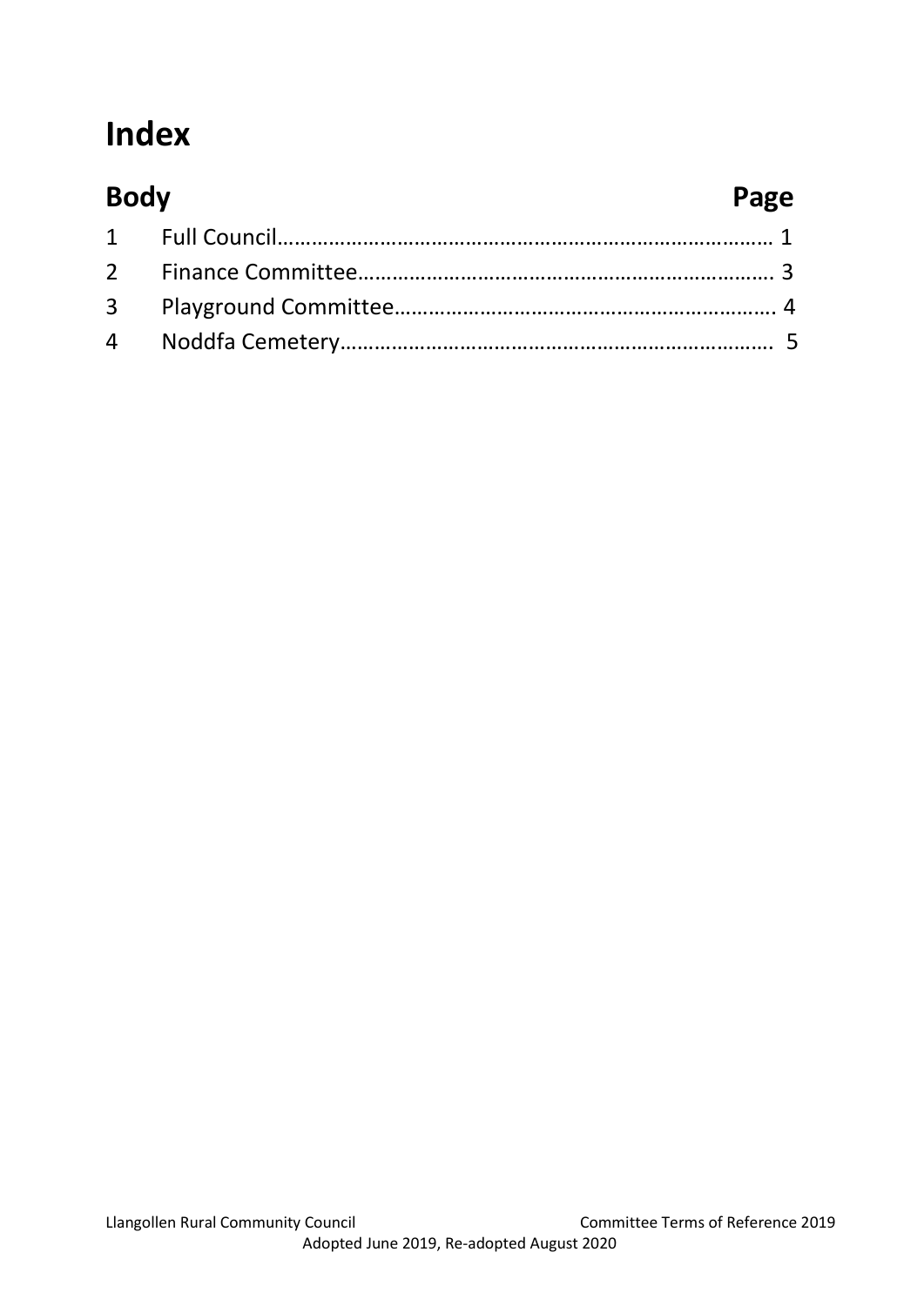# Index

| Body | | Page |
| --- | --- | --- |
| 1 | Full Council | 1 |
| 2 | Finance Committee | 3 |
| 3 | Playground Committee | 4 |
| 4 | Noddfa Cemetery | 5 |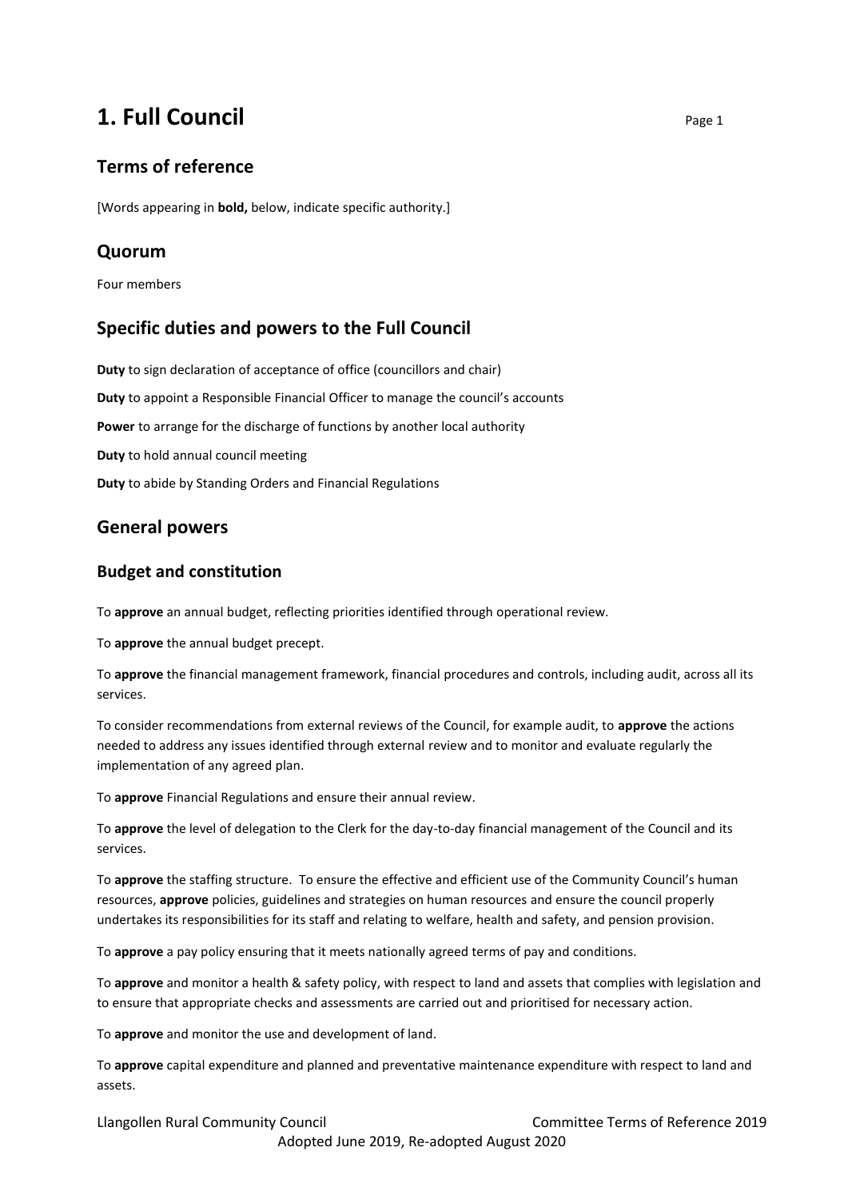# 1. Full Council

## Terms of reference

[Words appearing in **bold,** below, indicate specific authority.]

## Quorum

Four members

## Specific duties and powers to the Full Council

**Duty** to sign declaration of acceptance of office (councillors and chair)

**Duty** to appoint a Responsible Financial Officer to manage the council's accounts

**Power** to arrange for the discharge of functions by another local authority

**Duty** to hold annual council meeting

**Duty** to abide by Standing Orders and Financial Regulations

## General powers

### Budget and constitution

To **approve** an annual budget, reflecting priorities identified through operational review.

To **approve** the annual budget precept.

To **approve** the financial management framework, financial procedures and controls, including audit, across all its services.

To consider recommendations from external reviews of the Council, for example audit, to **approve** the actions needed to address any issues identified through external review and to monitor and evaluate regularly the implementation of any agreed plan.

To **approve** Financial Regulations and ensure their annual review.

To **approve** the level of delegation to the Clerk for the day-to-day financial management of the Council and its services.

To **approve** the staffing structure. To ensure the effective and efficient use of the Community Council's human resources, **approve** policies, guidelines and strategies on human resources and ensure the council properly undertakes its responsibilities for its staff and relating to welfare, health and safety, and pension provision.

To **approve** a pay policy ensuring that it meets nationally agreed terms of pay and conditions.

To **approve** and monitor a health & safety policy, with respect to land and assets that complies with legislation and to ensure that appropriate checks and assessments are carried out and prioritised for necessary action.

To **approve** and monitor the use and development of land.

To **approve** capital expenditure and planned and preventative maintenance expenditure with respect to land and assets.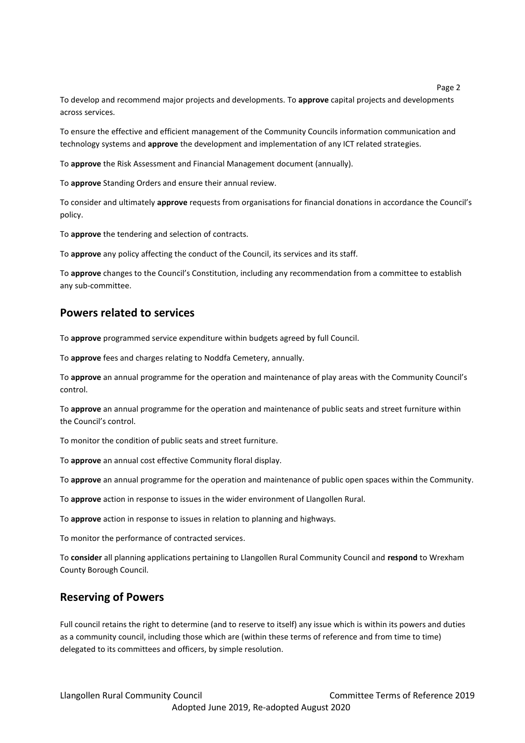To develop and recommend major projects and developments. To **approve** capital projects and developments across services.

To ensure the effective and efficient management of the Community Councils information communication and technology systems and **approve** the development and implementation of any ICT related strategies.

To **approve** the Risk Assessment and Financial Management document (annually).

To **approve** Standing Orders and ensure their annual review.

To consider and ultimately **approve** requests from organisations for financial donations in accordance the Council's policy.

To **approve** the tendering and selection of contracts.

To **approve** any policy affecting the conduct of the Council, its services and its staff.

To **approve** changes to the Council's Constitution, including any recommendation from a committee to establish any sub-committee.

## Powers related to services

To **approve** programmed service expenditure within budgets agreed by full Council.

To **approve** fees and charges relating to Noddfa Cemetery, annually.

To **approve** an annual programme for the operation and maintenance of play areas with the Community Council's control.

To **approve** an annual programme for the operation and maintenance of public seats and street furniture within the Council's control.

To monitor the condition of public seats and street furniture.

To **approve** an annual cost effective Community floral display.

To **approve** an annual programme for the operation and maintenance of public open spaces within the Community.

To **approve** action in response to issues in the wider environment of Llangollen Rural.

To **approve** action in response to issues in relation to planning and highways.

To monitor the performance of contracted services.

To **consider** all planning applications pertaining to Llangollen Rural Community Council and **respond** to Wrexham County Borough Council.

## Reserving of Powers

Full council retains the right to determine (and to reserve to itself) any issue which is within its powers and duties as a community council, including those which are (within these terms of reference and from time to time) delegated to its committees and officers, by simple resolution.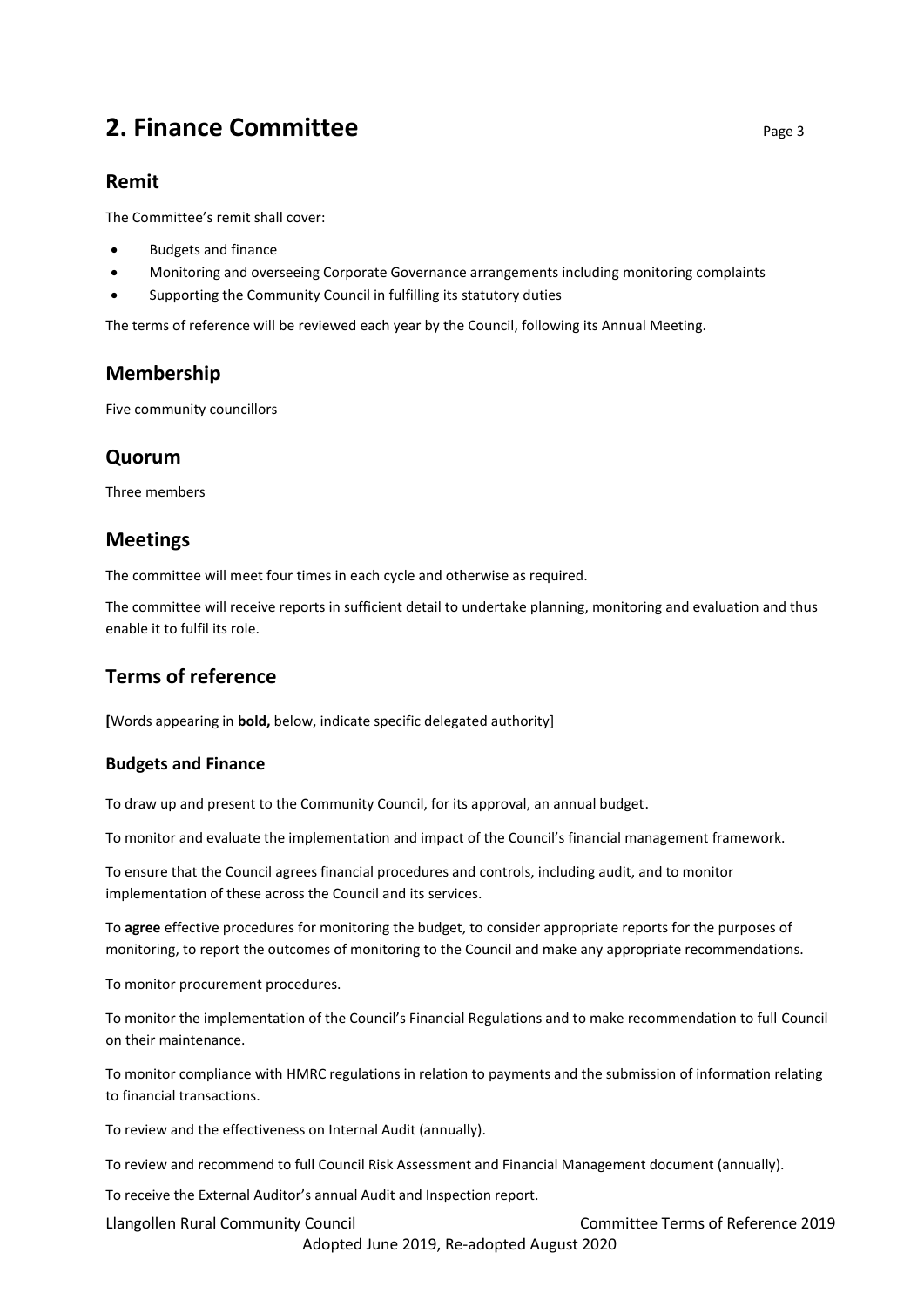# 2. Finance Committee

## Remit

The Committee's remit shall cover:

- Budgets and finance
- Monitoring and overseeing Corporate Governance arrangements including monitoring complaints
- Supporting the Community Council in fulfilling its statutory duties

The terms of reference will be reviewed each year by the Council, following its Annual Meeting.

## Membership

Five community councillors

## Quorum

Three members

## Meetings

The committee will meet four times in each cycle and otherwise as required.

The committee will receive reports in sufficient detail to undertake planning, monitoring and evaluation and thus enable it to fulfil its role.

## Terms of reference

[Words appearing in **bold,** below, indicate specific delegated authority]

### Budgets and Finance

To draw up and present to the Community Council, for its approval, an annual budget.

To monitor and evaluate the implementation and impact of the Council's financial management framework.

To ensure that the Council agrees financial procedures and controls, including audit, and to monitor implementation of these across the Council and its services.

To **agree** effective procedures for monitoring the budget, to consider appropriate reports for the purposes of monitoring, to report the outcomes of monitoring to the Council and make any appropriate recommendations.

To monitor procurement procedures.

To monitor the implementation of the Council's Financial Regulations and to make recommendation to full Council on their maintenance.

To monitor compliance with HMRC regulations in relation to payments and the submission of information relating to financial transactions.

To review and the effectiveness on Internal Audit (annually).

To review and recommend to full Council Risk Assessment and Financial Management document (annually).

To receive the External Auditor's annual Audit and Inspection report.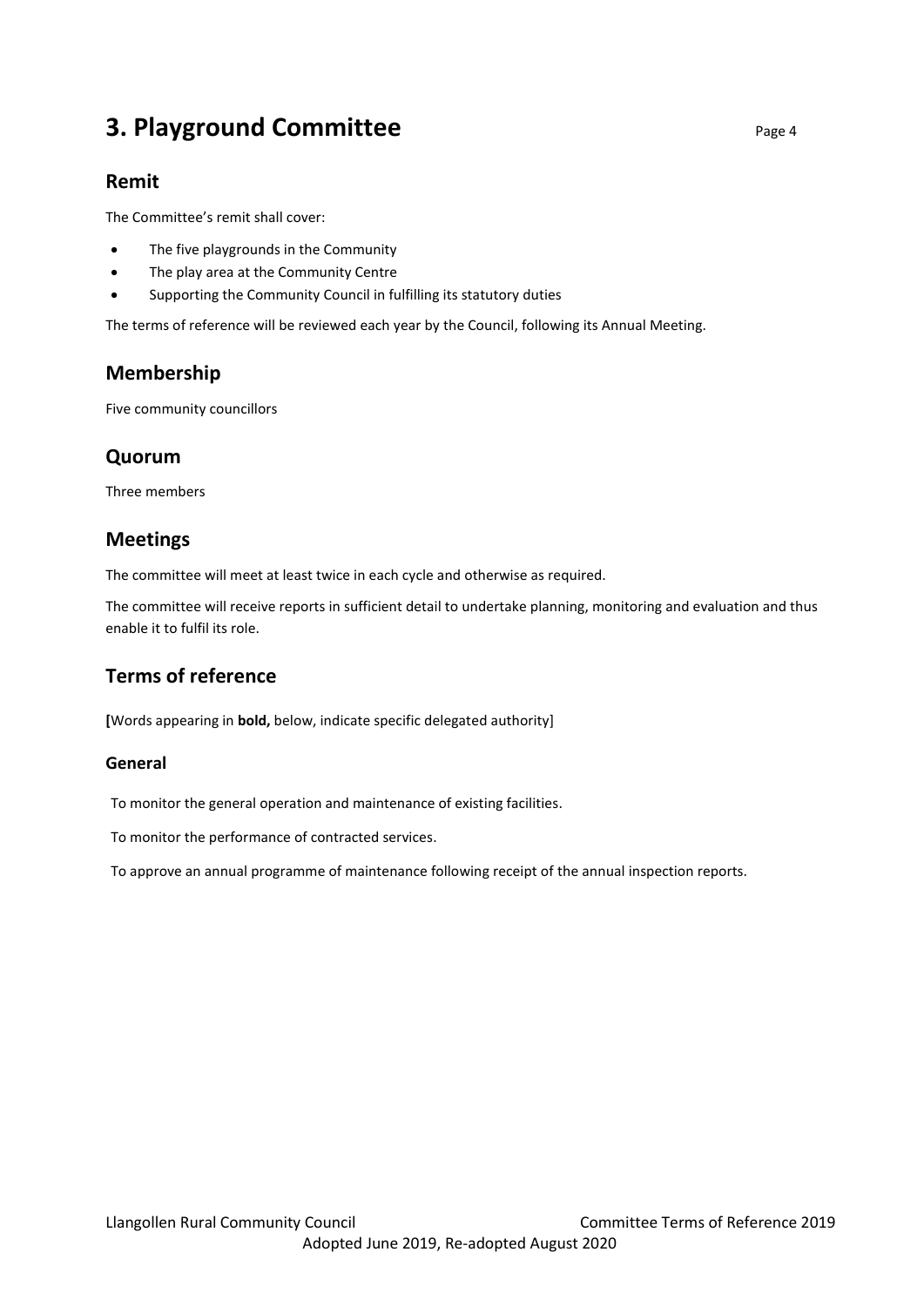# 3. Playground Committee

## Remit

The Committee's remit shall cover:

- The five playgrounds in the Community
- The play area at the Community Centre
- Supporting the Community Council in fulfilling its statutory duties

The terms of reference will be reviewed each year by the Council, following its Annual Meeting.

## Membership

Five community councillors

## Quorum

Three members

## Meetings

The committee will meet at least twice in each cycle and otherwise as required.

The committee will receive reports in sufficient detail to undertake planning, monitoring and evaluation and thus enable it to fulfil its role.

## Terms of reference

[Words appearing in **bold,** below, indicate specific delegated authority]

### General

To monitor the general operation and maintenance of existing facilities.

To monitor the performance of contracted services.

To approve an annual programme of maintenance following receipt of the annual inspection reports.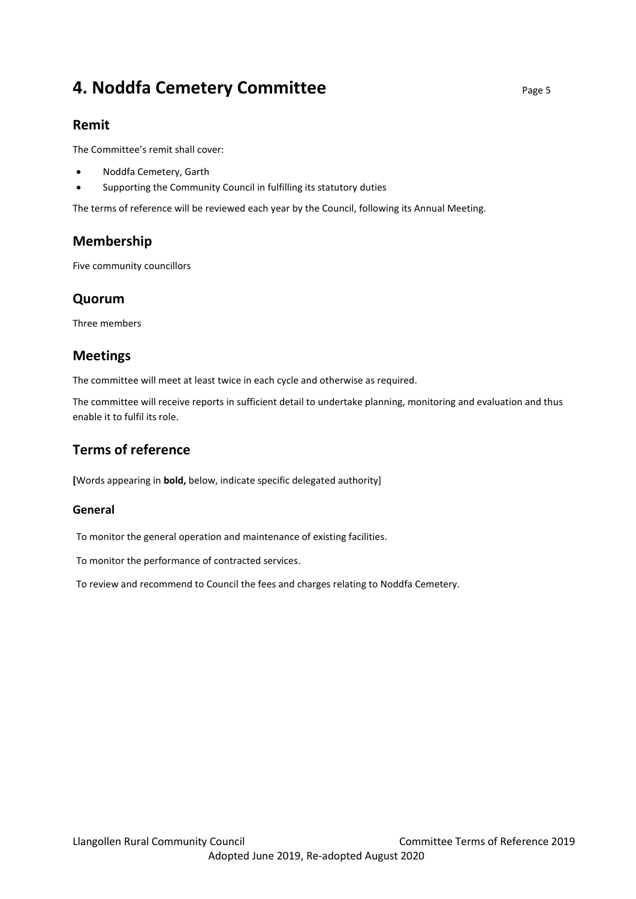# 4. Noddfa Cemetery Committee

## Remit

The Committee's remit shall cover:

- Noddfa Cemetery, Garth
- Supporting the Community Council in fulfilling its statutory duties

The terms of reference will be reviewed each year by the Council, following its Annual Meeting.

## Membership

Five community councillors

## Quorum

Three members

## Meetings

The committee will meet at least twice in each cycle and otherwise as required.

The committee will receive reports in sufficient detail to undertake planning, monitoring and evaluation and thus enable it to fulfil its role.

## Terms of reference

[Words appearing in **bold,** below, indicate specific delegated authority]

### General

To monitor the general operation and maintenance of existing facilities.

To monitor the performance of contracted services.

To review and recommend to Council the fees and charges relating to Noddfa Cemetery.